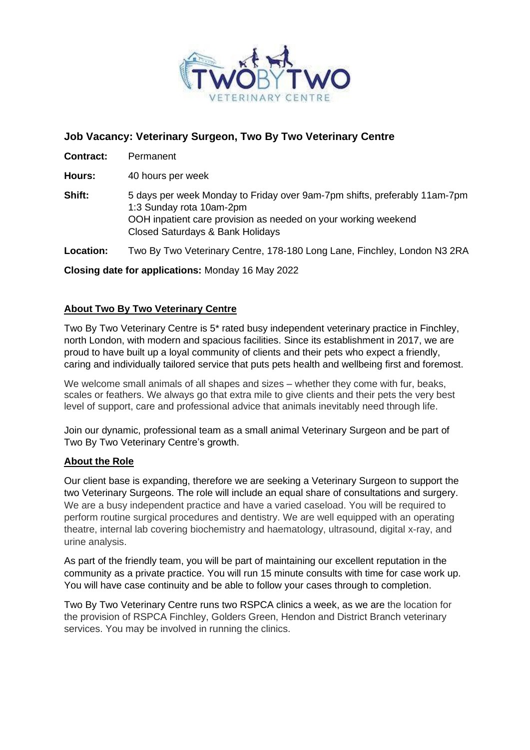## Job Vacancy: Veterinary Surgeon, Two By Two Veterinary Centre

**Contract:** Permanent

**Hours:** 40 hours per week

**Shift:** 5 days per week Monday to Friday over 9am-7pm shifts, preferably 11am-7pm
1:3 Sunday rota 10am-2pm
OOH inpatient care provision as needed on your working weekend
Closed Saturdays & Bank Holidays

**Location:** Two By Two Veterinary Centre, 178-180 Long Lane, Finchley, London N3 2RA

**Closing date for applications:** Monday 16 May 2022

### About Two By Two Veterinary Centre

Two By Two Veterinary Centre is 5* rated busy independent veterinary practice in Finchley, north London, with modern and spacious facilities. Since its establishment in 2017, we are proud to have built up a loyal community of clients and their pets who expect a friendly, caring and individually tailored service that puts pets health and wellbeing first and foremost.

We welcome small animals of all shapes and sizes – whether they come with fur, beaks, scales or feathers. We always go that extra mile to give clients and their pets the very best level of support, care and professional advice that animals inevitably need through life.

Join our dynamic, professional team as a small animal Veterinary Surgeon and be part of Two By Two Veterinary Centre's growth.

### About the Role

Our client base is expanding, therefore we are seeking a Veterinary Surgeon to support the two Veterinary Surgeons. The role will include an equal share of consultations and surgery. We are a busy independent practice and have a varied caseload. You will be required to perform routine surgical procedures and dentistry. We are well equipped with an operating theatre, internal lab covering biochemistry and haematology, ultrasound, digital x-ray, and urine analysis.

As part of the friendly team, you will be part of maintaining our excellent reputation in the community as a private practice. You will run 15 minute consults with time for case work up. You will have case continuity and be able to follow your cases through to completion.

Two By Two Veterinary Centre runs two RSPCA clinics a week, as we are the location for the provision of RSPCA Finchley, Golders Green, Hendon and District Branch veterinary services. You may be involved in running the clinics.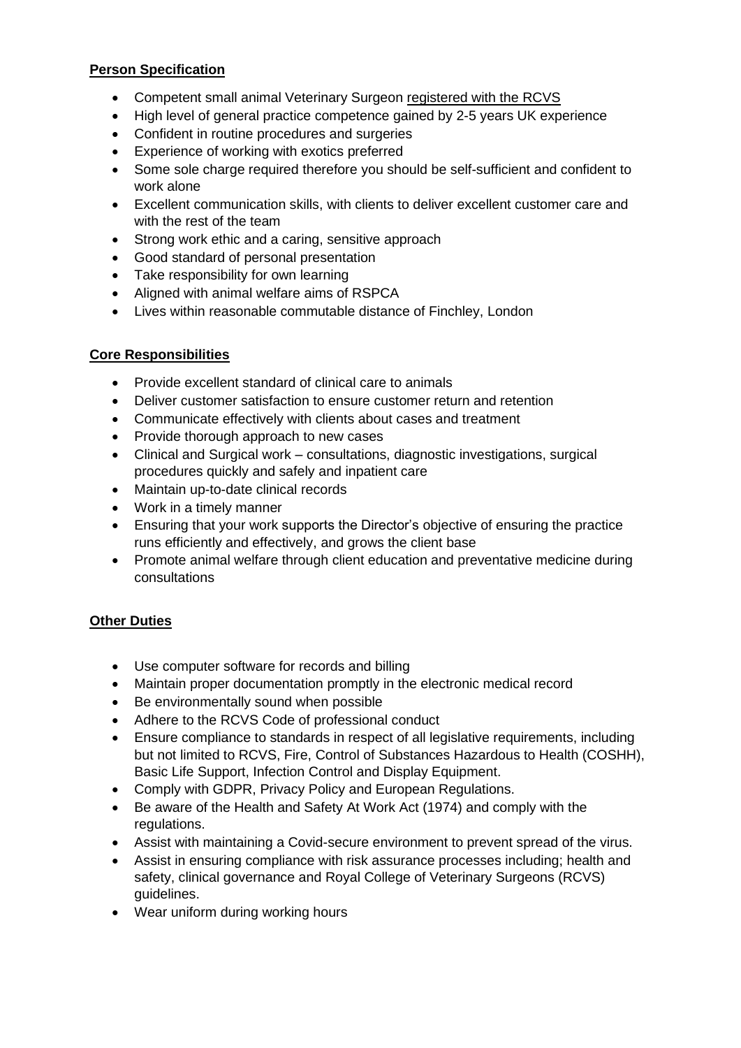**Person Specification**

- Competent small animal Veterinary Surgeon registered with the RCVS
- High level of general practice competence gained by 2-5 years UK experience
- Confident in routine procedures and surgeries
- Experience of working with exotics preferred
- Some sole charge required therefore you should be self-sufficient and confident to work alone
- Excellent communication skills, with clients to deliver excellent customer care and with the rest of the team
- Strong work ethic and a caring, sensitive approach
- Good standard of personal presentation
- Take responsibility for own learning
- Aligned with animal welfare aims of RSPCA
- Lives within reasonable commutable distance of Finchley, London

**Core Responsibilities**

- Provide excellent standard of clinical care to animals
- Deliver customer satisfaction to ensure customer return and retention
- Communicate effectively with clients about cases and treatment
- Provide thorough approach to new cases
- Clinical and Surgical work – consultations, diagnostic investigations, surgical procedures quickly and safely and inpatient care
- Maintain up-to-date clinical records
- Work in a timely manner
- Ensuring that your work supports the Director's objective of ensuring the practice runs efficiently and effectively, and grows the client base
- Promote animal welfare through client education and preventative medicine during consultations

**Other Duties**

- Use computer software for records and billing
- Maintain proper documentation promptly in the electronic medical record
- Be environmentally sound when possible
- Adhere to the RCVS Code of professional conduct
- Ensure compliance to standards in respect of all legislative requirements, including but not limited to RCVS, Fire, Control of Substances Hazardous to Health (COSHH), Basic Life Support, Infection Control and Display Equipment.
- Comply with GDPR, Privacy Policy and European Regulations.
- Be aware of the Health and Safety At Work Act (1974) and comply with the regulations.
- Assist with maintaining a Covid-secure environment to prevent spread of the virus.
- Assist in ensuring compliance with risk assurance processes including; health and safety, clinical governance and Royal College of Veterinary Surgeons (RCVS) guidelines.
- Wear uniform during working hours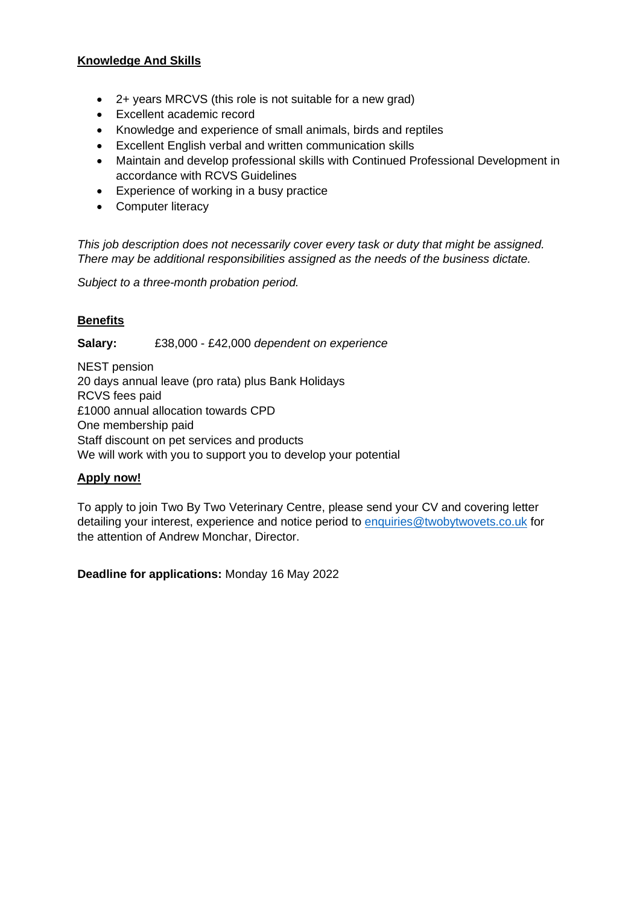**Knowledge And Skills**

- 2+ years MRCVS (this role is not suitable for a new grad)
- Excellent academic record
- Knowledge and experience of small animals, birds and reptiles
- Excellent English verbal and written communication skills
- Maintain and develop professional skills with Continued Professional Development in accordance with RCVS Guidelines
- Experience of working in a busy practice
- Computer literacy

*This job description does not necessarily cover every task or duty that might be assigned. There may be additional responsibilities assigned as the needs of the business dictate.*

*Subject to a three-month probation period.*

**Benefits**

**Salary:** £38,000 - £42,000 *dependent on experience*

NEST pension
20 days annual leave (pro rata) plus Bank Holidays
RCVS fees paid
£1000 annual allocation towards CPD
One membership paid
Staff discount on pet services and products
We will work with you to support you to develop your potential

**Apply now!**

To apply to join Two By Two Veterinary Centre, please send your CV and covering letter detailing your interest, experience and notice period to enquiries@twobytwovets.co.uk for the attention of Andrew Monchar, Director.

**Deadline for applications:** Monday 16 May 2022